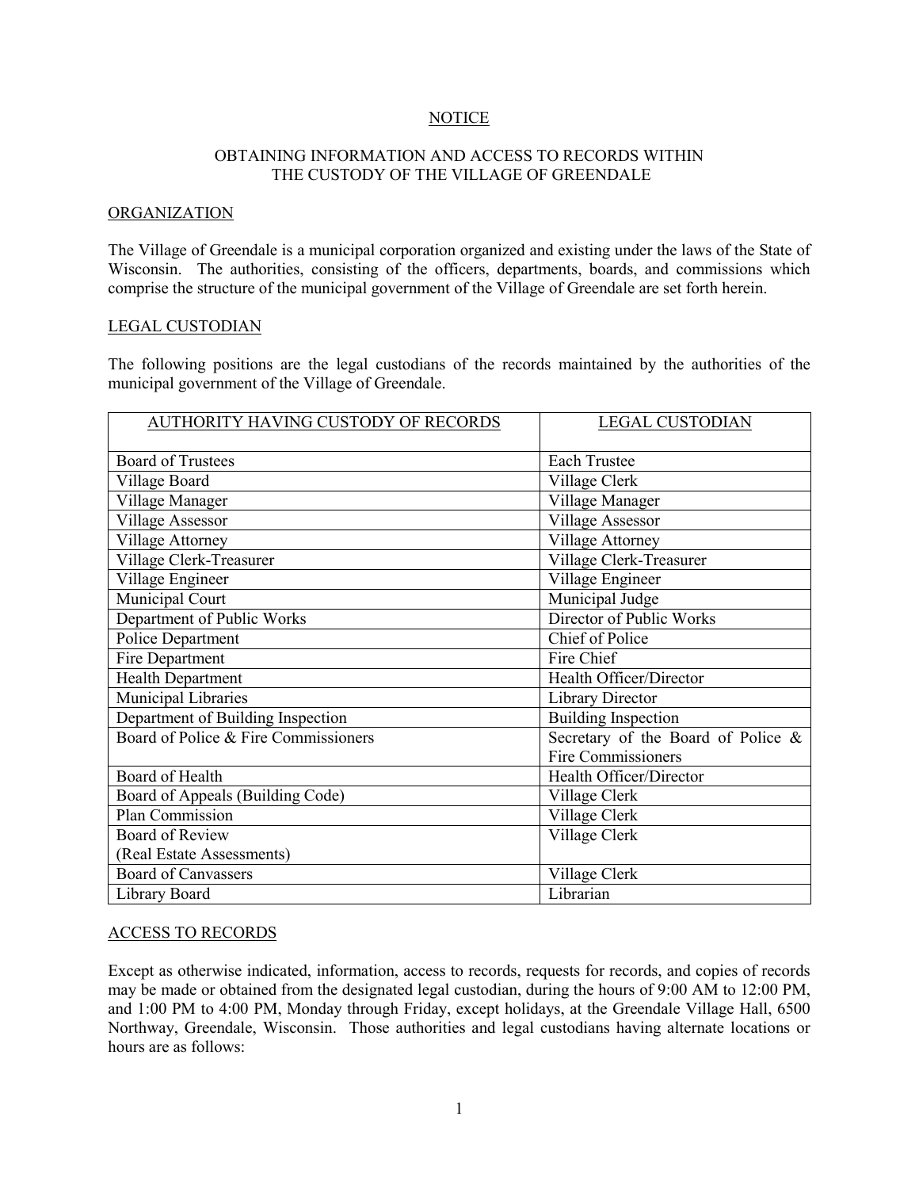# NOTICE

## OBTAINING INFORMATION AND ACCESS TO RECORDS WITHIN THE CUSTODY OF THE VILLAGE OF GREENDALE

### ORGANIZATION

The Village of Greendale is a municipal corporation organized and existing under the laws of the State of Wisconsin. The authorities, consisting of the officers, departments, boards, and commissions which comprise the structure of the municipal government of the Village of Greendale are set forth herein.

### LEGAL CUSTODIAN

The following positions are the legal custodians of the records maintained by the authorities of the municipal government of the Village of Greendale.

| AUTHORITY HAVING CUSTODY OF RECORDS | LEGAL CUSTODIAN |
|---|---|
| Board of Trustees | Each Trustee |
| Village Board | Village Clerk |
| Village Manager | Village Manager |
| Village Assessor | Village Assessor |
| Village Attorney | Village Attorney |
| Village Clerk-Treasurer | Village Clerk-Treasurer |
| Village Engineer | Village Engineer |
| Municipal Court | Municipal Judge |
| Department of Public Works | Director of Public Works |
| Police Department | Chief of Police |
| Fire Department | Fire Chief |
| Health Department | Health Officer/Director |
| Municipal Libraries | Library Director |
| Department of Building Inspection | Building Inspection |
| Board of Police & Fire Commissioners | Secretary of the Board of Police & Fire Commissioners |
| Board of Health | Health Officer/Director |
| Board of Appeals (Building Code) | Village Clerk |
| Plan Commission | Village Clerk |
| Board of Review (Real Estate Assessments) | Village Clerk |
| Board of Canvassers | Village Clerk |
| Library Board | Librarian |

### ACCESS TO RECORDS

Except as otherwise indicated, information, access to records, requests for records, and copies of records may be made or obtained from the designated legal custodian, during the hours of 9:00 AM to 12:00 PM, and 1:00 PM to 4:00 PM, Monday through Friday, except holidays, at the Greendale Village Hall, 6500 Northway, Greendale, Wisconsin. Those authorities and legal custodians having alternate locations or hours are as follows: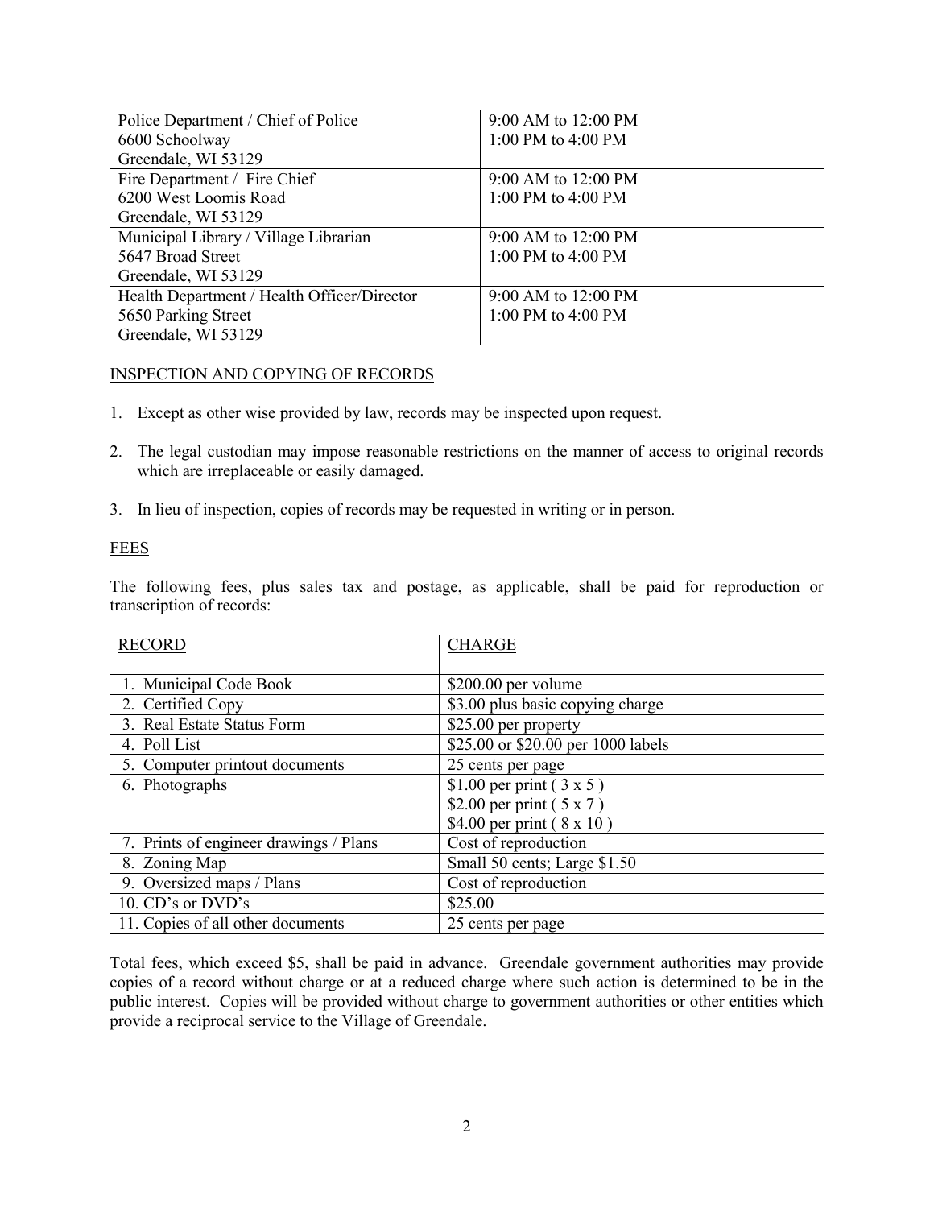| | |
|---|---|
| Police Department / Chief of Police<br>6600 Schoolway<br>Greendale, WI 53129 | 9:00 AM to 12:00 PM<br>1:00 PM to 4:00 PM |
| Fire Department / Fire Chief<br>6200 West Loomis Road<br>Greendale, WI 53129 | 9:00 AM to 12:00 PM<br>1:00 PM to 4:00 PM |
| Municipal Library / Village Librarian<br>5647 Broad Street<br>Greendale, WI 53129 | 9:00 AM to 12:00 PM<br>1:00 PM to 4:00 PM |
| Health Department / Health Officer/Director<br>5650 Parking Street<br>Greendale, WI 53129 | 9:00 AM to 12:00 PM<br>1:00 PM to 4:00 PM |

## INSPECTION AND COPYING OF RECORDS

1. Except as other wise provided by law, records may be inspected upon request.
2. The legal custodian may impose reasonable restrictions on the manner of access to original records which are irreplaceable or easily damaged.
3. In lieu of inspection, copies of records may be requested in writing or in person.

## FEES

The following fees, plus sales tax and postage, as applicable, shall be paid for reproduction or transcription of records:

| RECORD | CHARGE |
|---|---|
| 1. Municipal Code Book | $200.00 per volume |
| 2. Certified Copy | $3.00 plus basic copying charge |
| 3. Real Estate Status Form | $25.00 per property |
| 4. Poll List | $25.00 or $20.00 per 1000 labels |
| 5. Computer printout documents | 25 cents per page |
| 6. Photographs | $1.00 per print ( 3 x 5 )<br>$2.00 per print ( 5 x 7 )<br>$4.00 per print ( 8 x 10 ) |
| 7. Prints of engineer drawings / Plans | Cost of reproduction |
| 8. Zoning Map | Small 50 cents; Large $1.50 |
| 9. Oversized maps / Plans | Cost of reproduction |
| 10. CD's or DVD's | $25.00 |
| 11. Copies of all other documents | 25 cents per page |

Total fees, which exceed $5, shall be paid in advance. Greendale government authorities may provide copies of a record without charge or at a reduced charge where such action is determined to be in the public interest. Copies will be provided without charge to government authorities or other entities which provide a reciprocal service to the Village of Greendale.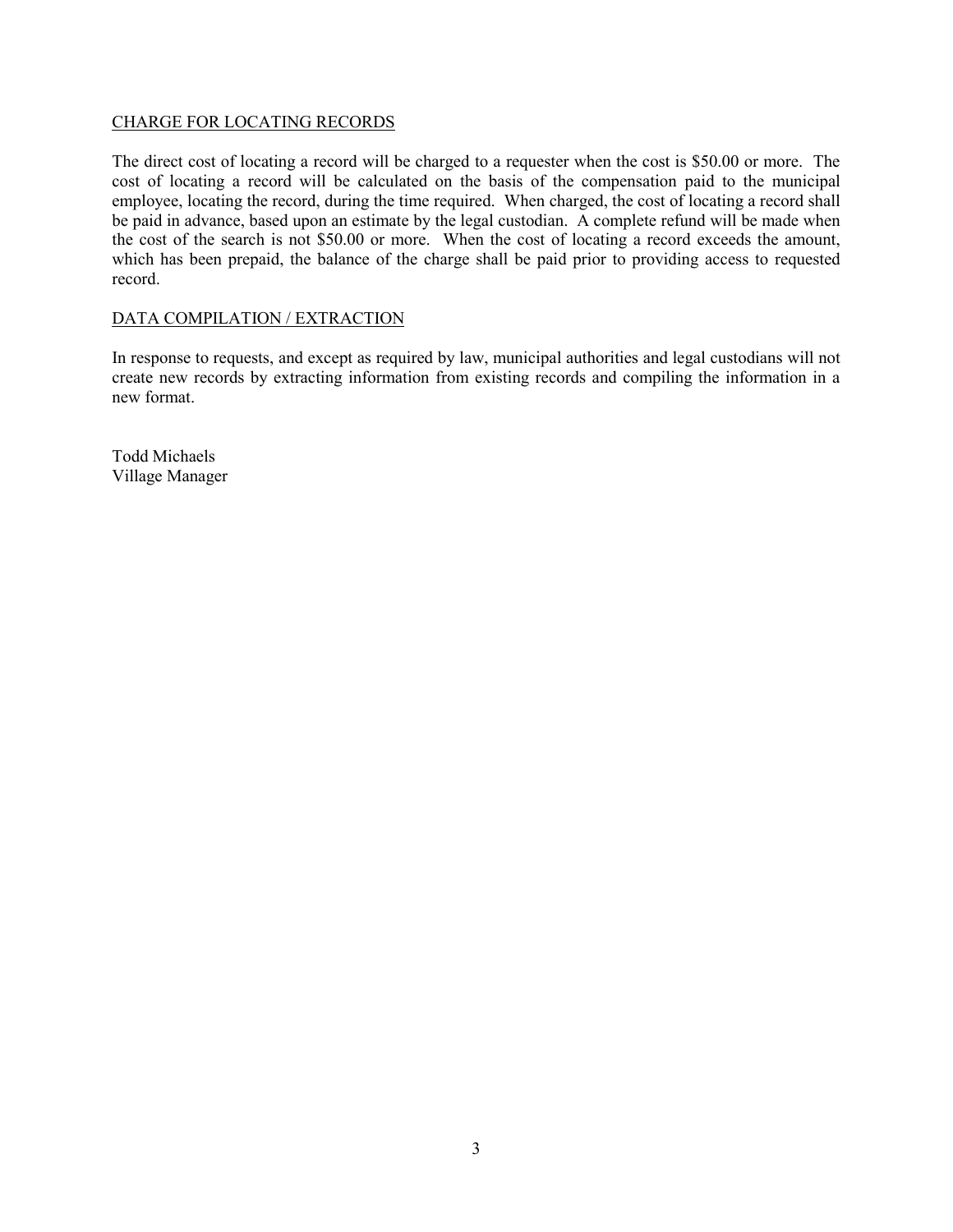## CHARGE FOR LOCATING RECORDS

The direct cost of locating a record will be charged to a requester when the cost is $50.00 or more. The cost of locating a record will be calculated on the basis of the compensation paid to the municipal employee, locating the record, during the time required. When charged, the cost of locating a record shall be paid in advance, based upon an estimate by the legal custodian. A complete refund will be made when the cost of the search is not $50.00 or more. When the cost of locating a record exceeds the amount, which has been prepaid, the balance of the charge shall be paid prior to providing access to requested record.

## DATA COMPILATION / EXTRACTION

In response to requests, and except as required by law, municipal authorities and legal custodians will not create new records by extracting information from existing records and compiling the information in a new format.

Todd Michaels
Village Manager